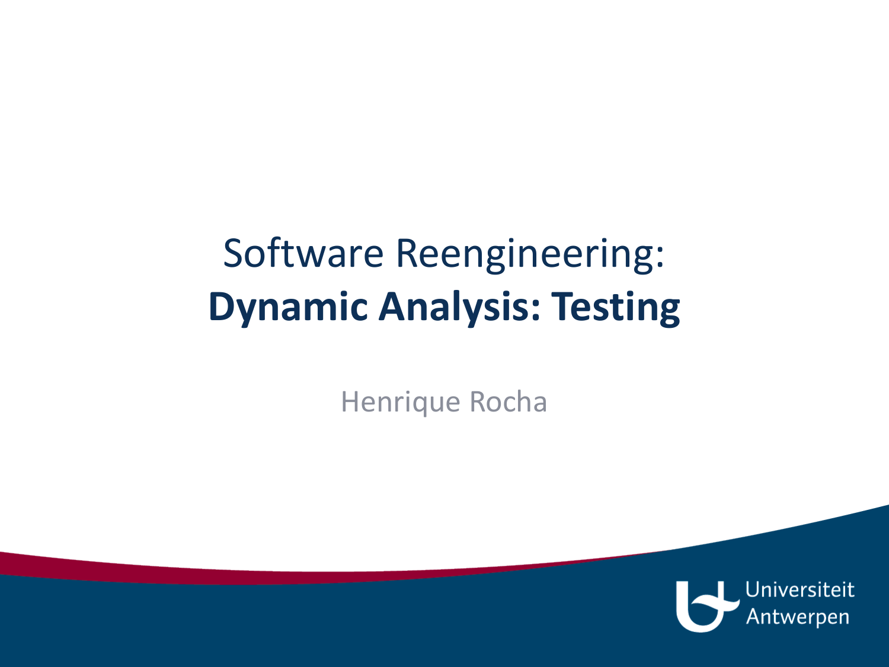# Software Reengineering: **Dynamic Analysis: Testing**

Henrique Rocha

Universiteit Antwerpen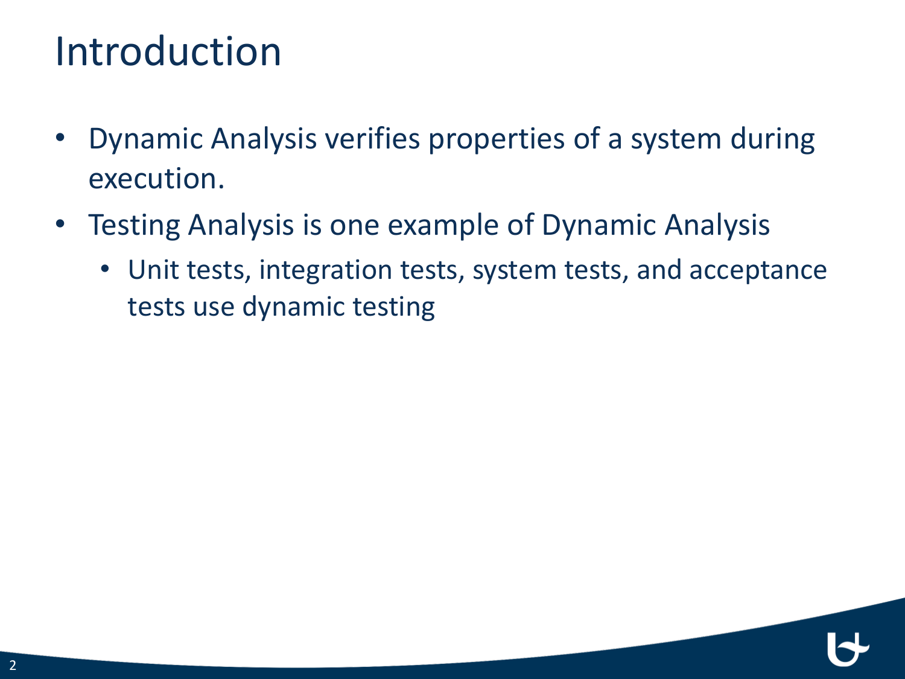# Introduction

- Dynamic Analysis verifies properties of a system during execution.
- Testing Analysis is one example of Dynamic Analysis
  - Unit tests, integration tests, system tests, and acceptance tests use dynamic testing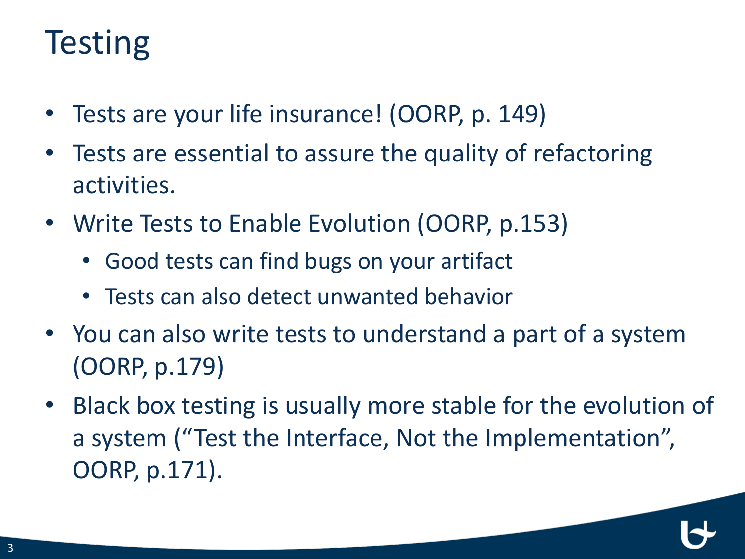# Testing

- Tests are your life insurance! (OORP, p. 149)
- Tests are essential to assure the quality of refactoring activities.
- Write Tests to Enable Evolution (OORP, p.153)
  - Good tests can find bugs on your artifact
  - Tests can also detect unwanted behavior
- You can also write tests to understand a part of a system (OORP, p.179)
- Black box testing is usually more stable for the evolution of a system ("Test the Interface, Not the Implementation", OORP, p.171).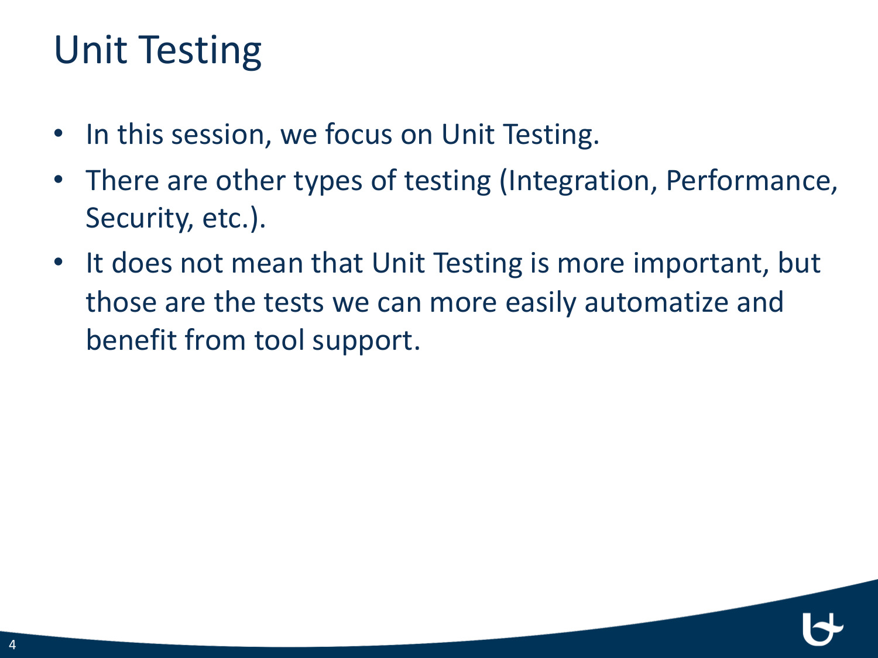# Unit Testing

- In this session, we focus on Unit Testing.
- There are other types of testing (Integration, Performance, Security, etc.).
- It does not mean that Unit Testing is more important, but those are the tests we can more easily automatize and benefit from tool support.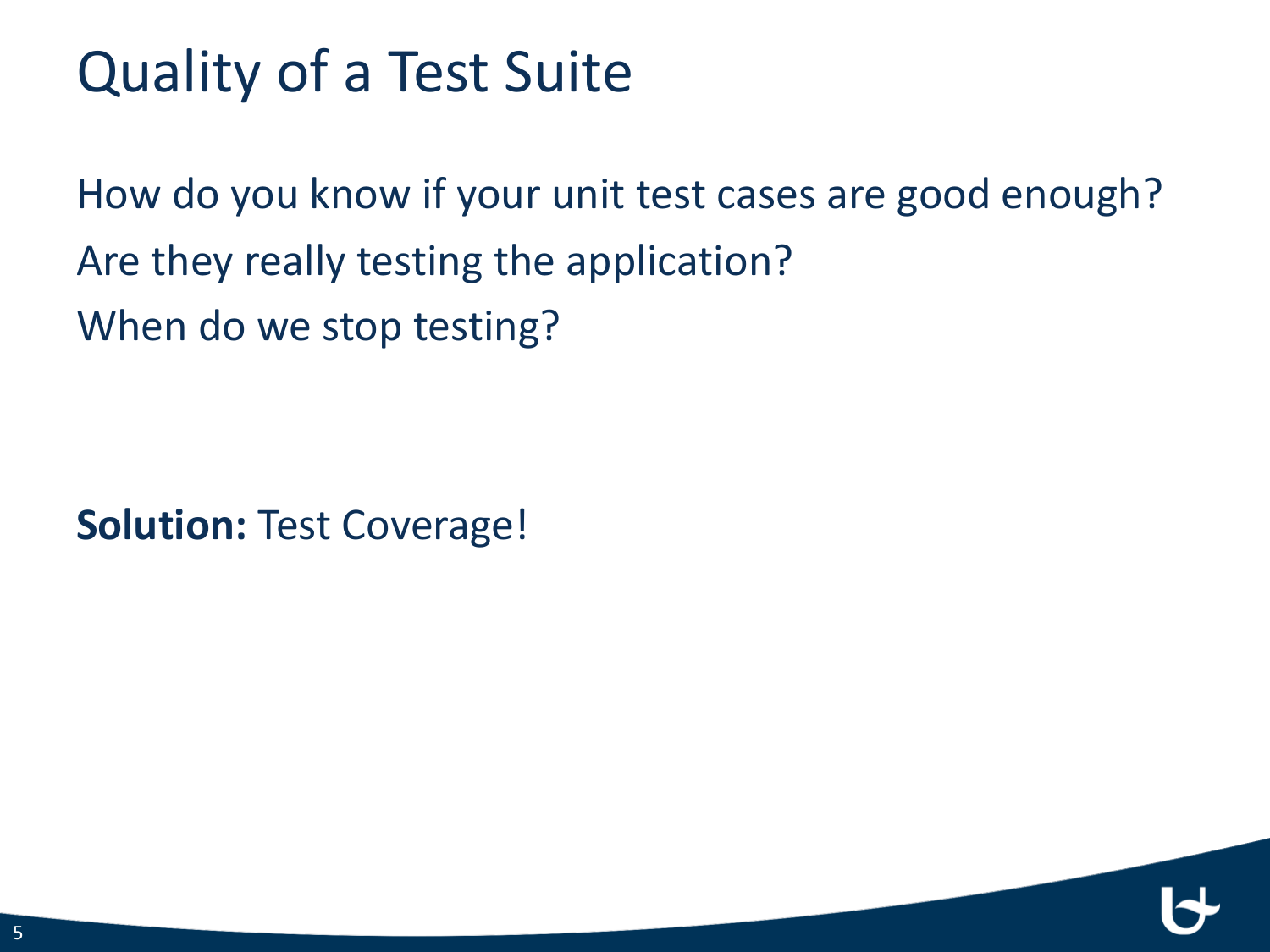# Quality of a Test Suite

How do you know if your unit test cases are good enough?

Are they really testing the application?

When do we stop testing?

**Solution:** Test Coverage!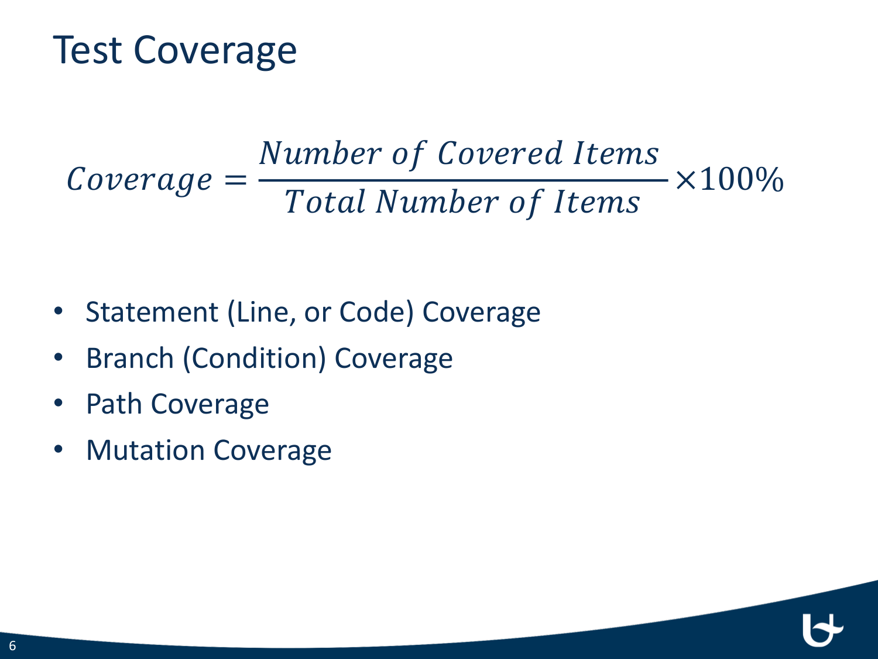# Test Coverage

$$Coverage = \frac{Number\ of\ Covered\ Items}{Total\ Number\ of\ Items} \times 100\%$$

- Statement (Line, or Code) Coverage
- Branch (Condition) Coverage
- Path Coverage
- Mutation Coverage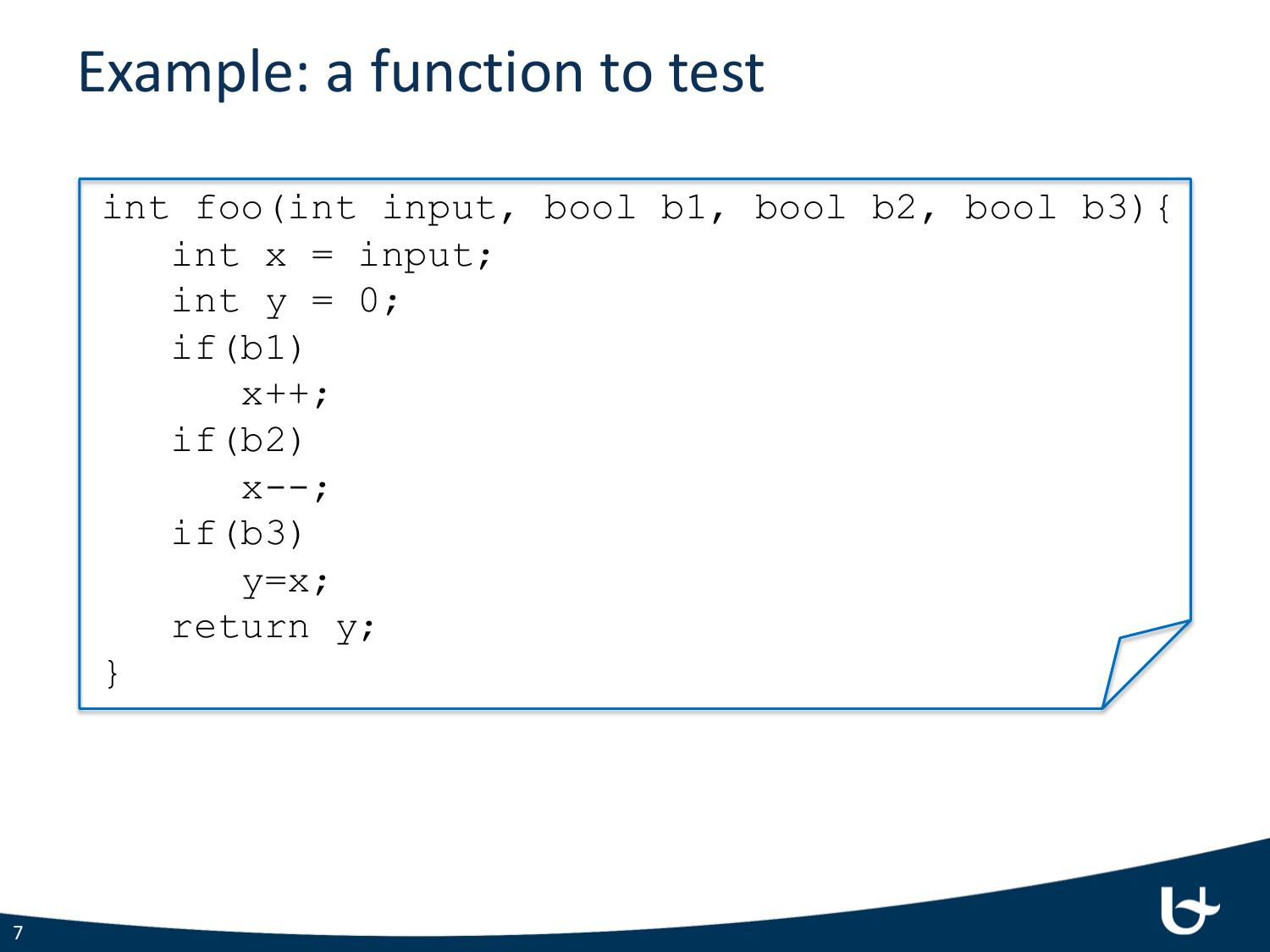# Example: a function to test

```
int foo(int input, bool b1, bool b2, bool b3){
    int x = input;
    int y = 0;
    if(b1)
        x++;
    if(b2)
        x--;
    if(b3)
        y=x;
    return y;
}
```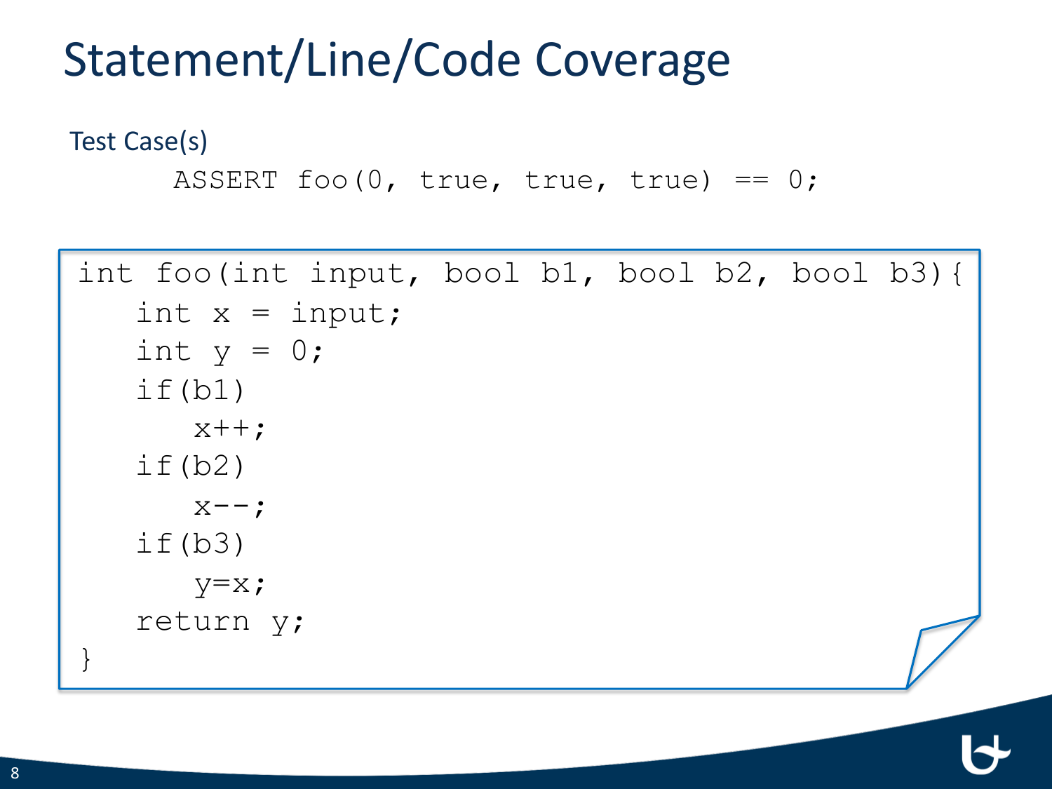# Statement/Line/Code Coverage

Test Case(s)

```
ASSERT foo(0, true, true, true) == 0;
```

```
int foo(int input, bool b1, bool b2, bool b3){
    int x = input;
    int y = 0;
    if(b1)
        x++;
    if(b2)
        x--;
    if(b3)
        y=x;
    return y;
}
```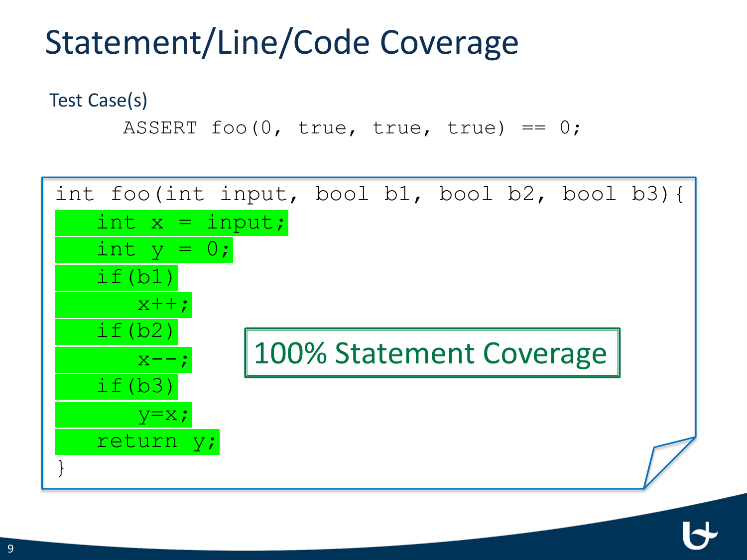# Statement/Line/Code Coverage

Test Case(s)

```
ASSERT foo(0, true, true, true) == 0;
```

```
int foo(int input, bool b1, bool b2, bool b3){
    int x = input;
    int y = 0;
    if(b1)
        x++;
    if(b2)
        x--;
    if(b3)
        y=x;
    return y;
}
```

100% Statement Coverage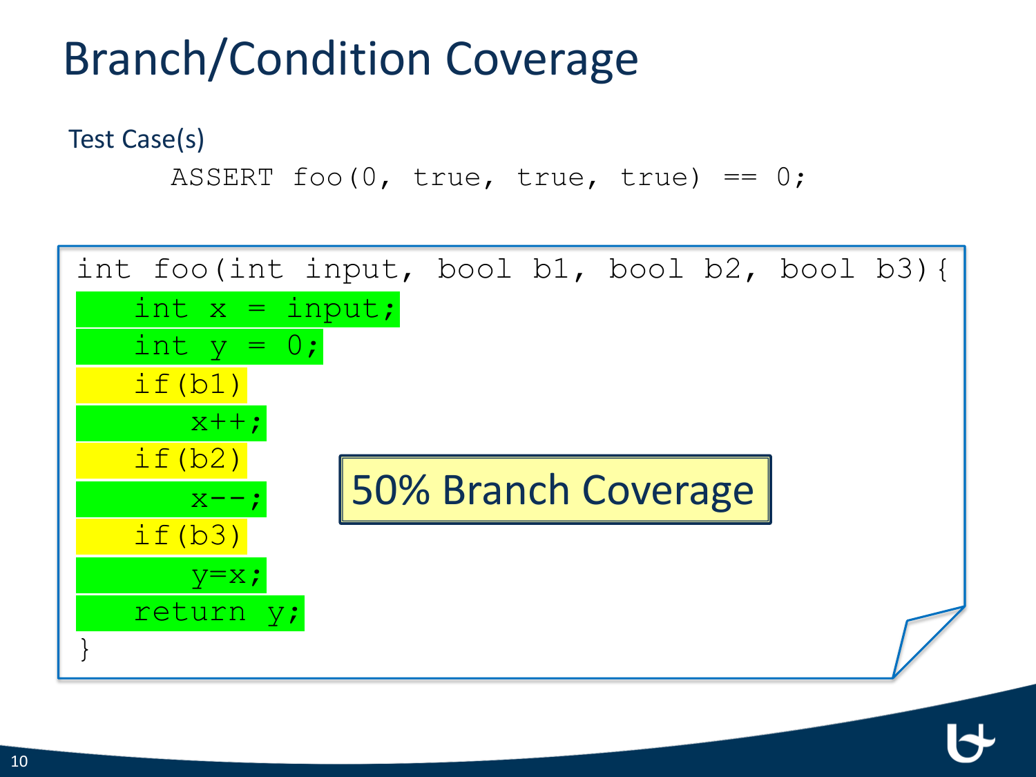# Branch/Condition Coverage

Test Case(s)

```
ASSERT foo(0, true, true, true) == 0;
```

```
int foo(int input, bool b1, bool b2, bool b3){
    int x = input;
    int y = 0;
    if(b1)
        x++;
    if(b2)
        x--;
    if(b3)
        y=x;
    return y;
}
```

50% Branch Coverage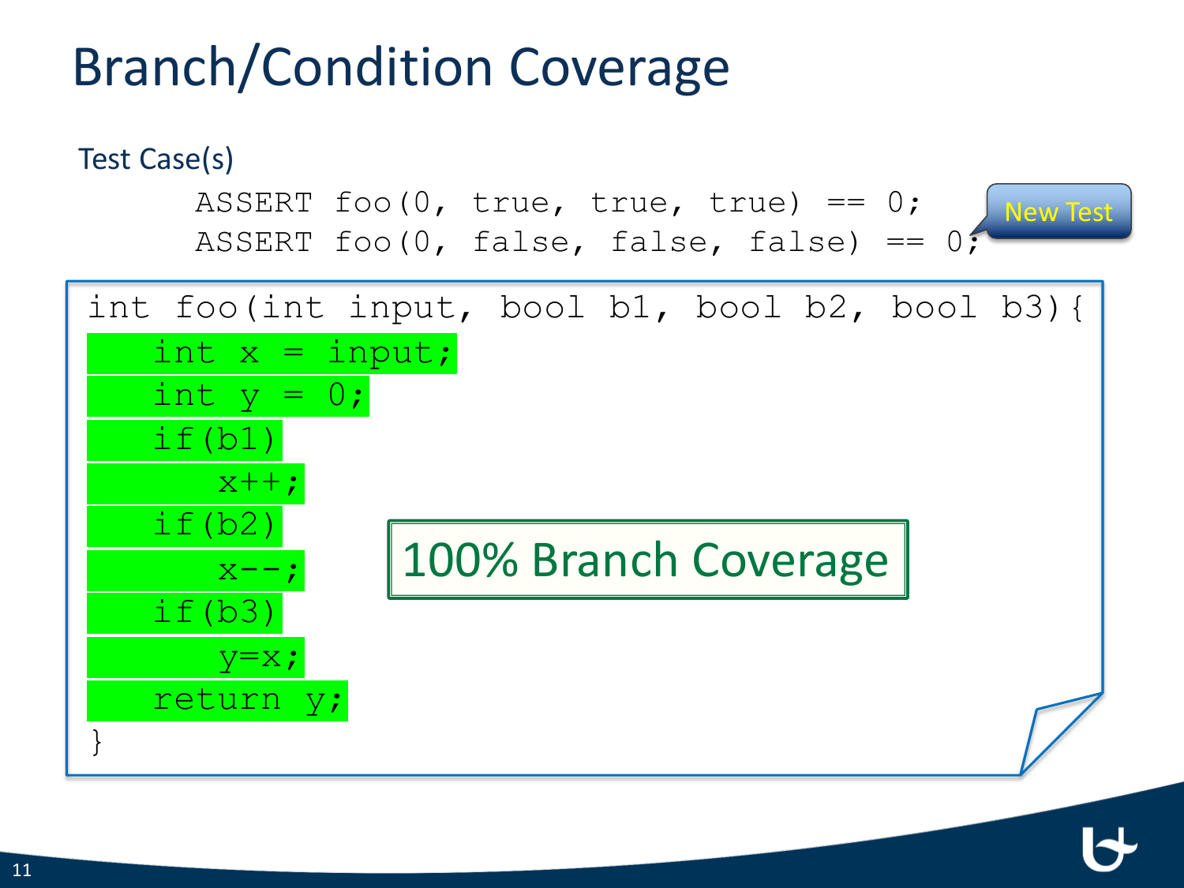# Branch/Condition Coverage

Test Case(s)

```
ASSERT foo(0, true, true, true) == 0;
ASSERT foo(0, false, false, false) == 0;
```

New Test

```
int foo(int input, bool b1, bool b2, bool b3){
    int x = input;
    int y = 0;
    if(b1)
        x++;
    if(b2)
        x--;
    if(b3)
        y=x;
    return y;
}
```

100% Branch Coverage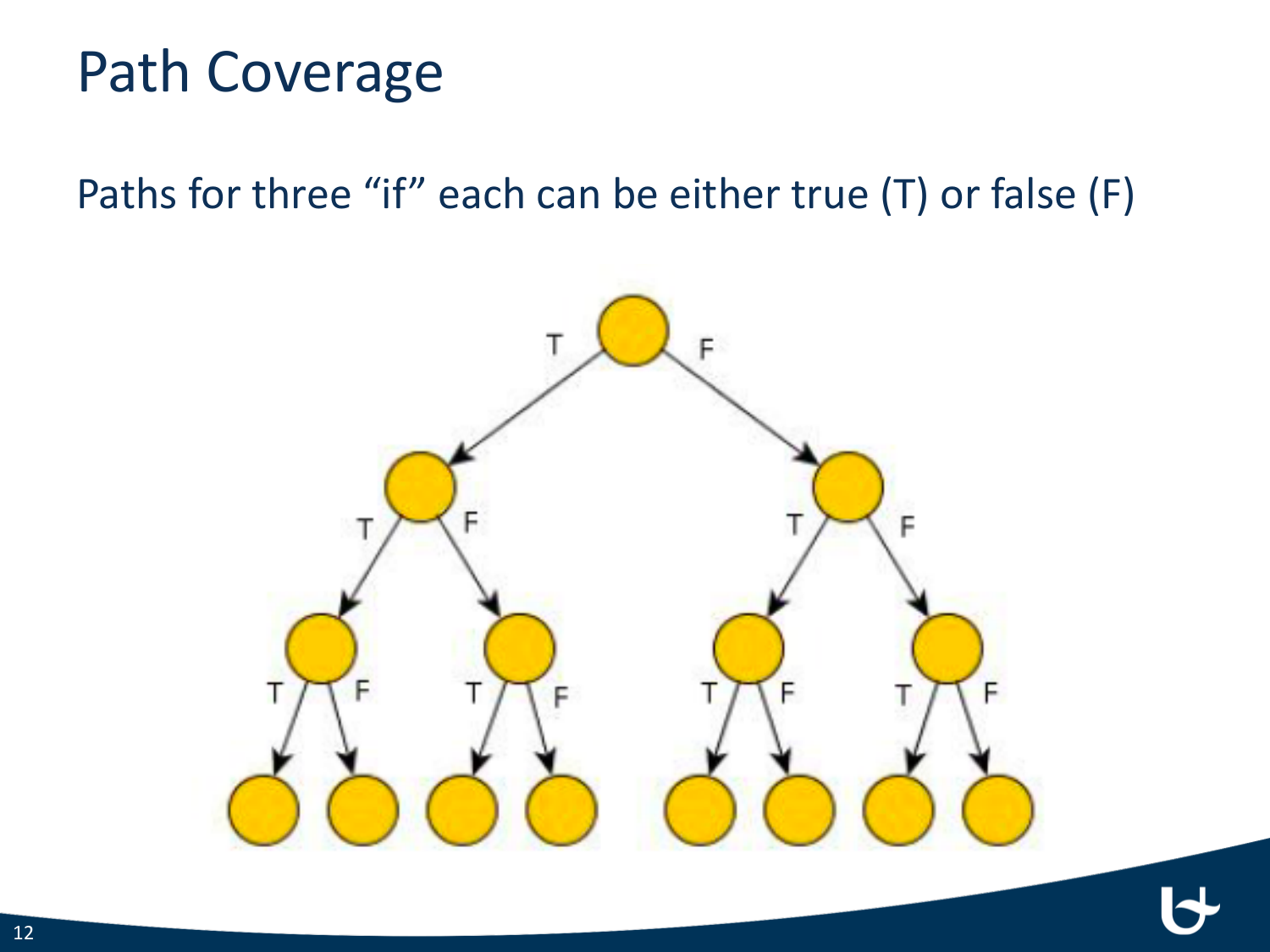# Path Coverage

Paths for three “if” each can be either true (T) or false (F)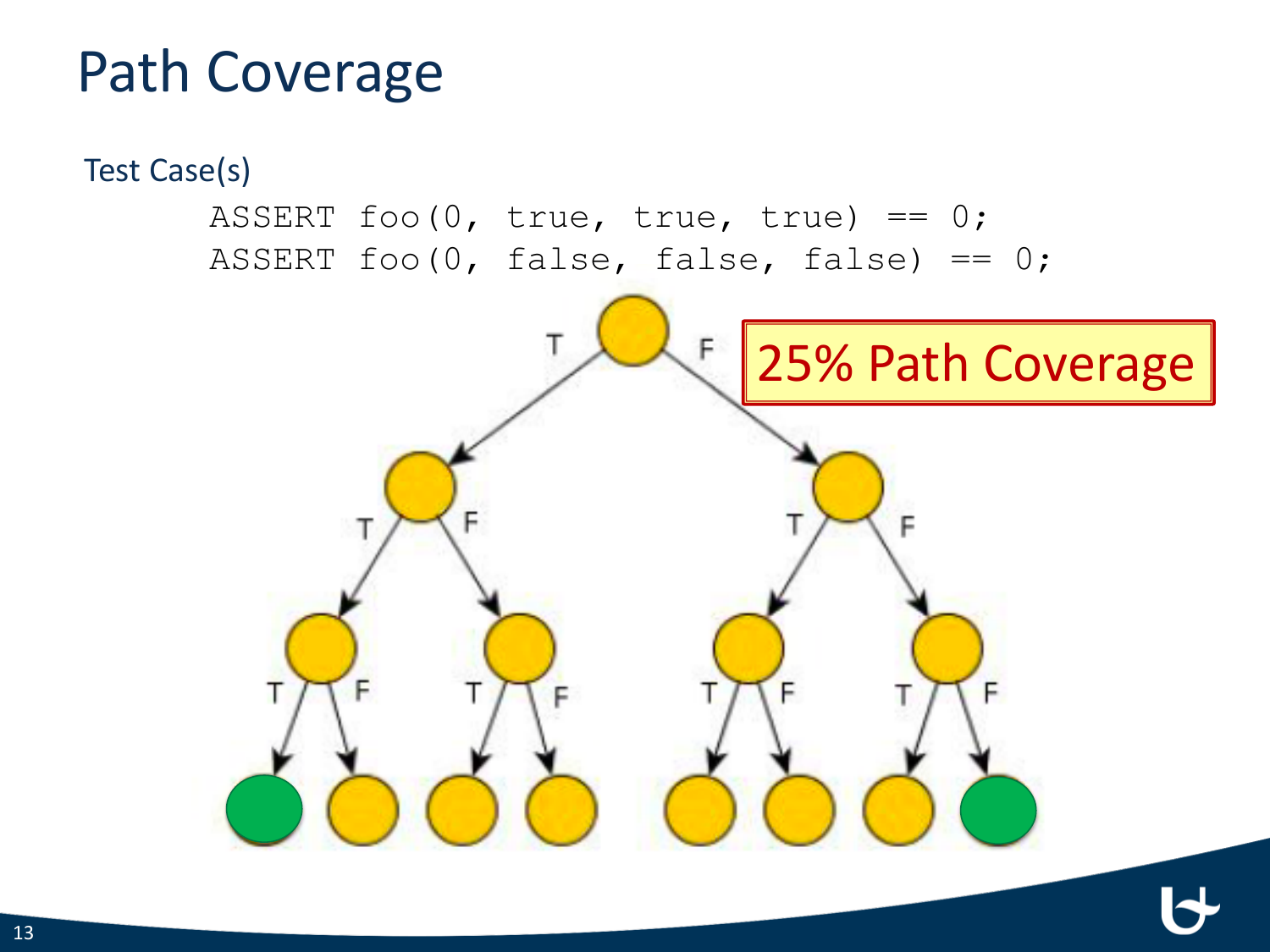# Path Coverage

Test Case(s)

```
ASSERT foo(0, true, true, true) == 0;
ASSERT foo(0, false, false, false) == 0;
```

25% Path Coverage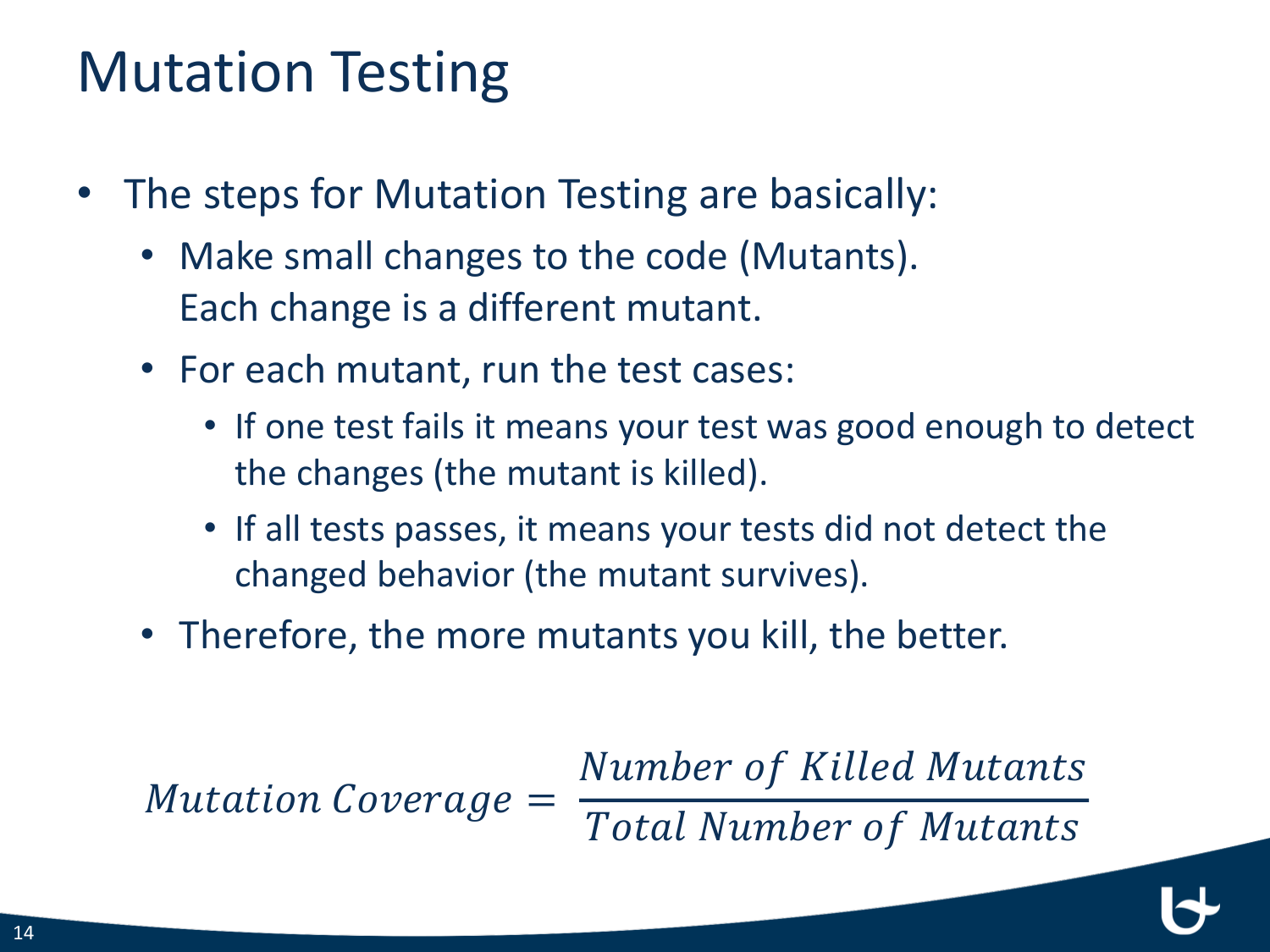# Mutation Testing

- The steps for Mutation Testing are basically:
  - Make small changes to the code (Mutants).
    Each change is a different mutant.
  - For each mutant, run the test cases:
    - If one test fails it means your test was good enough to detect the changes (the mutant is killed).
    - If all tests passes, it means your tests did not detect the changed behavior (the mutant survives).
  - Therefore, the more mutants you kill, the better.

$$Mutation\ Coverage = \frac{Number\ of\ Killed\ Mutants}{Total\ Number\ of\ Mutants}$$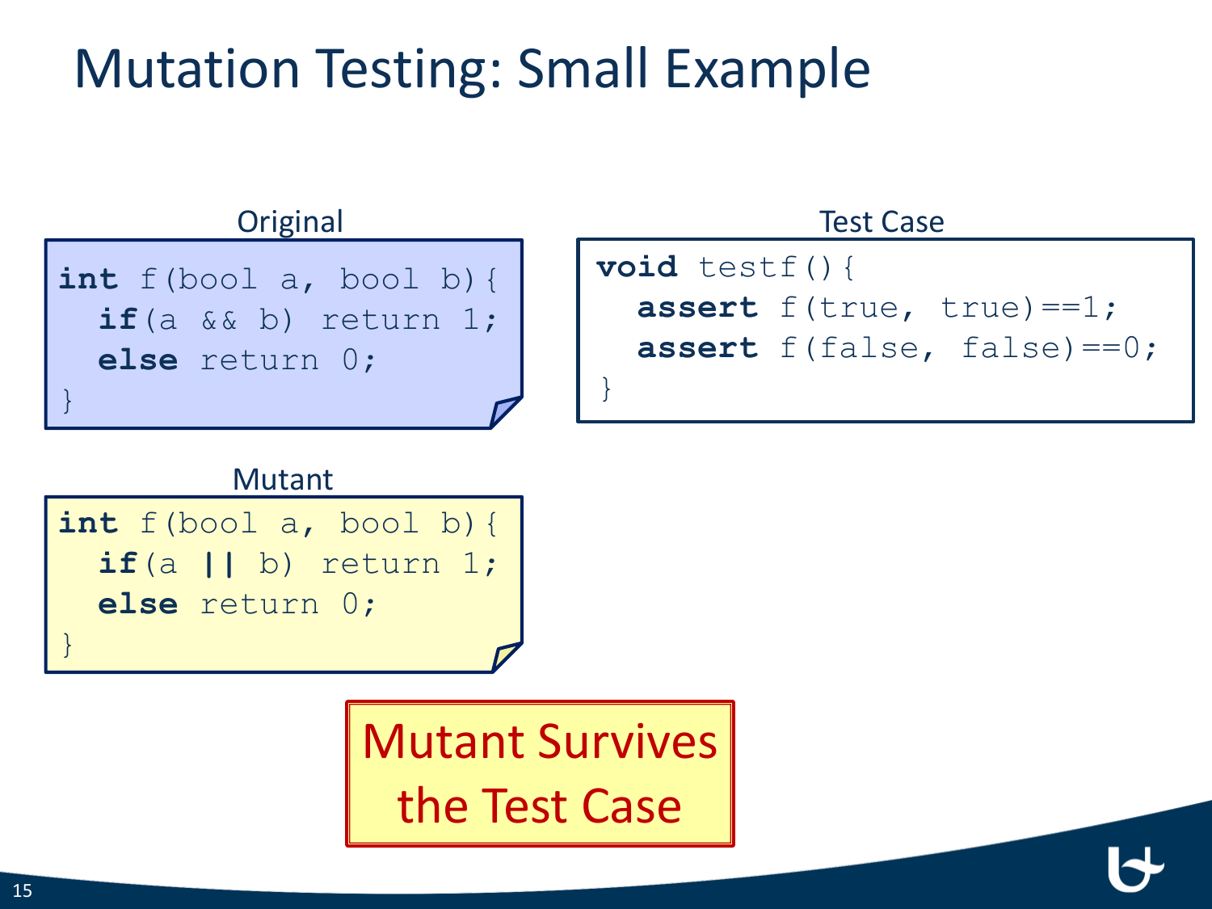# Mutation Testing: Small Example

Original

```
int f(bool a, bool b){
  if(a && b) return 1;
  else return 0;
}
```

Test Case

```
void testf(){
  assert f(true, true)==1;
  assert f(false, false)==0;
}
```

Mutant

```
int f(bool a, bool b){
  if(a || b) return 1;
  else return 0;
}
```

Mutant Survives the Test Case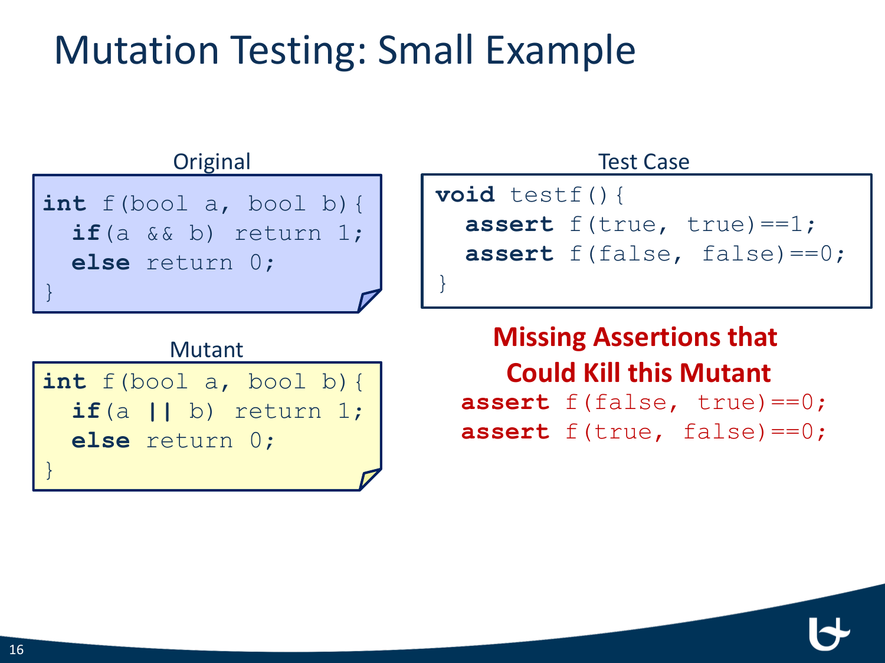# Mutation Testing: Small Example

Original

```
int f(bool a, bool b){
  if(a && b) return 1;
  else return 0;
}
```

Mutant

```
int f(bool a, bool b){
  if(a || b) return 1;
  else return 0;
}
```

Test Case

```
void testf(){
  assert f(true, true)==1;
  assert f(false, false)==0;
}
```

**Missing Assertions that Could Kill this Mutant**

```
assert f(false, true)==0;
assert f(true, false)==0;
```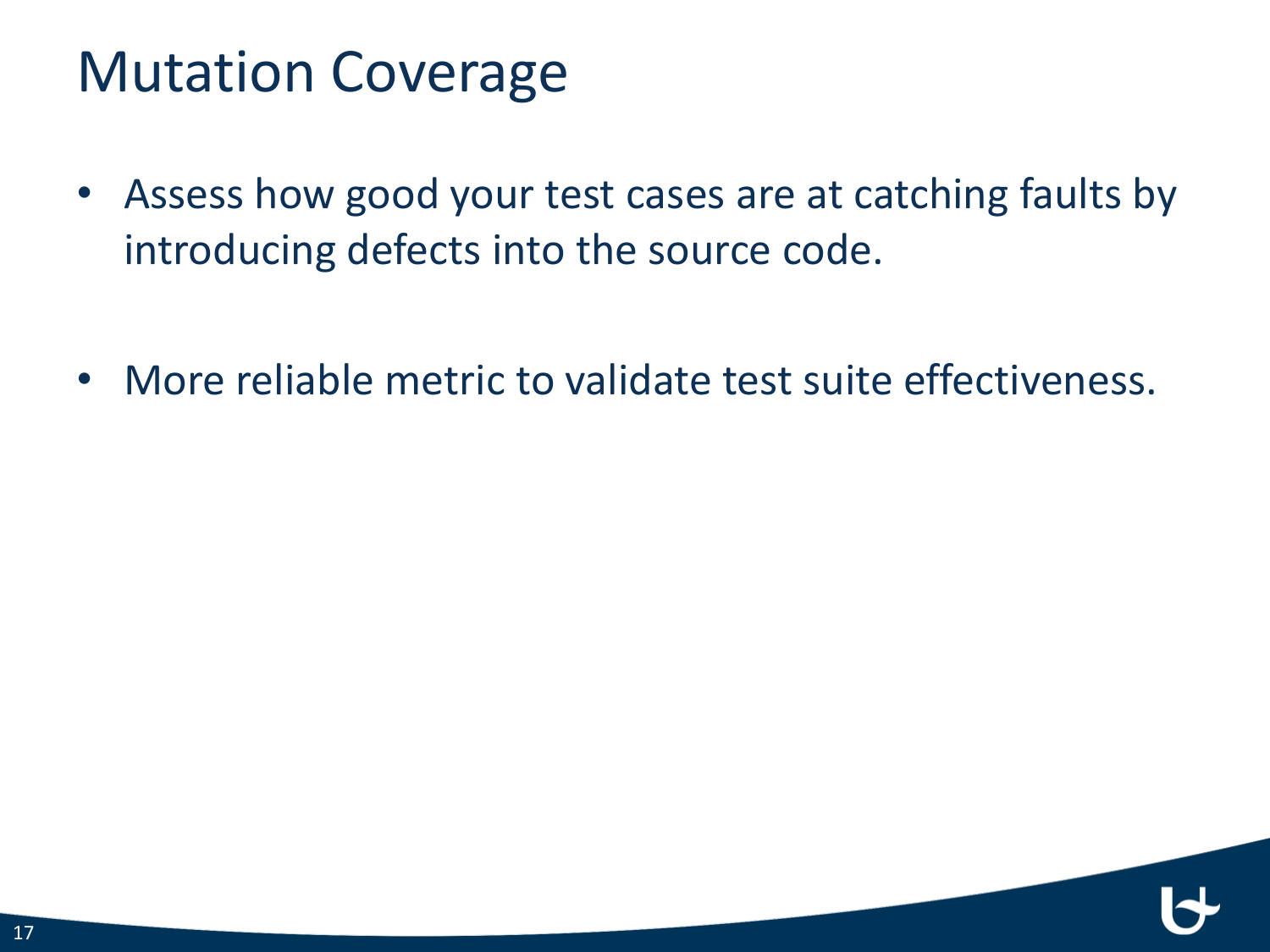# Mutation Coverage

- Assess how good your test cases are at catching faults by introducing defects into the source code.

- More reliable metric to validate test suite effectiveness.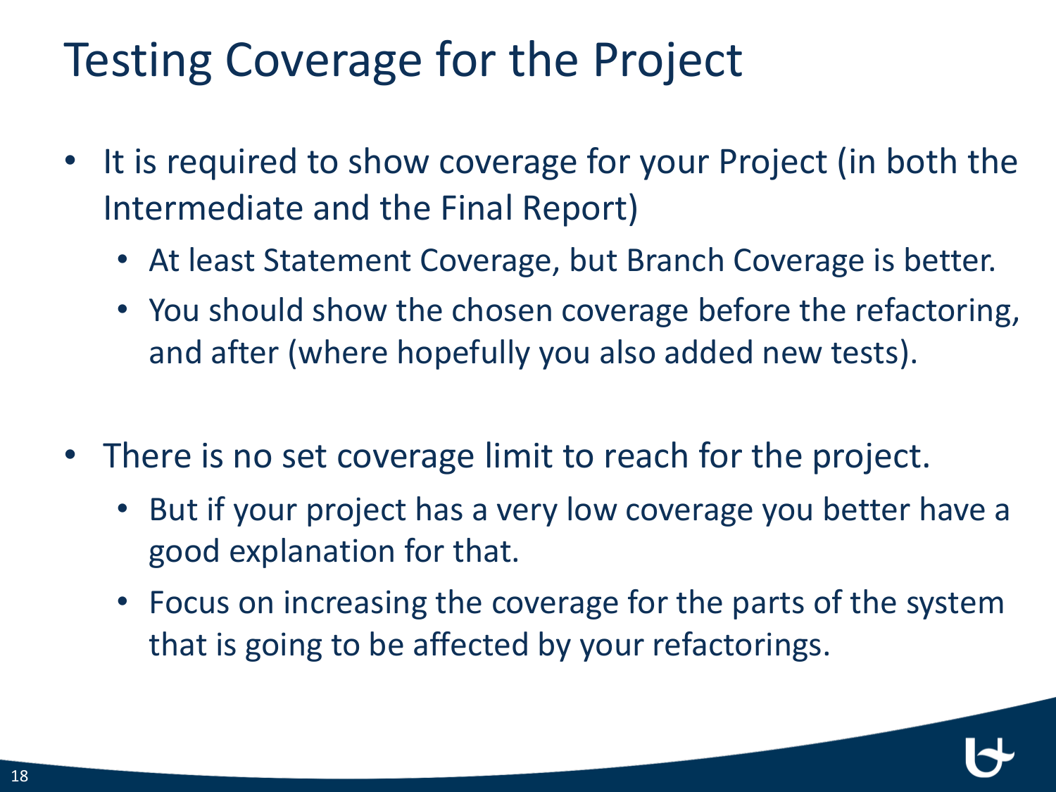# Testing Coverage for the Project

- It is required to show coverage for your Project (in both the Intermediate and the Final Report)
  - At least Statement Coverage, but Branch Coverage is better.
  - You should show the chosen coverage before the refactoring, and after (where hopefully you also added new tests).

- There is no set coverage limit to reach for the project.
  - But if your project has a very low coverage you better have a good explanation for that.
  - Focus on increasing the coverage for the parts of the system that is going to be affected by your refactorings.